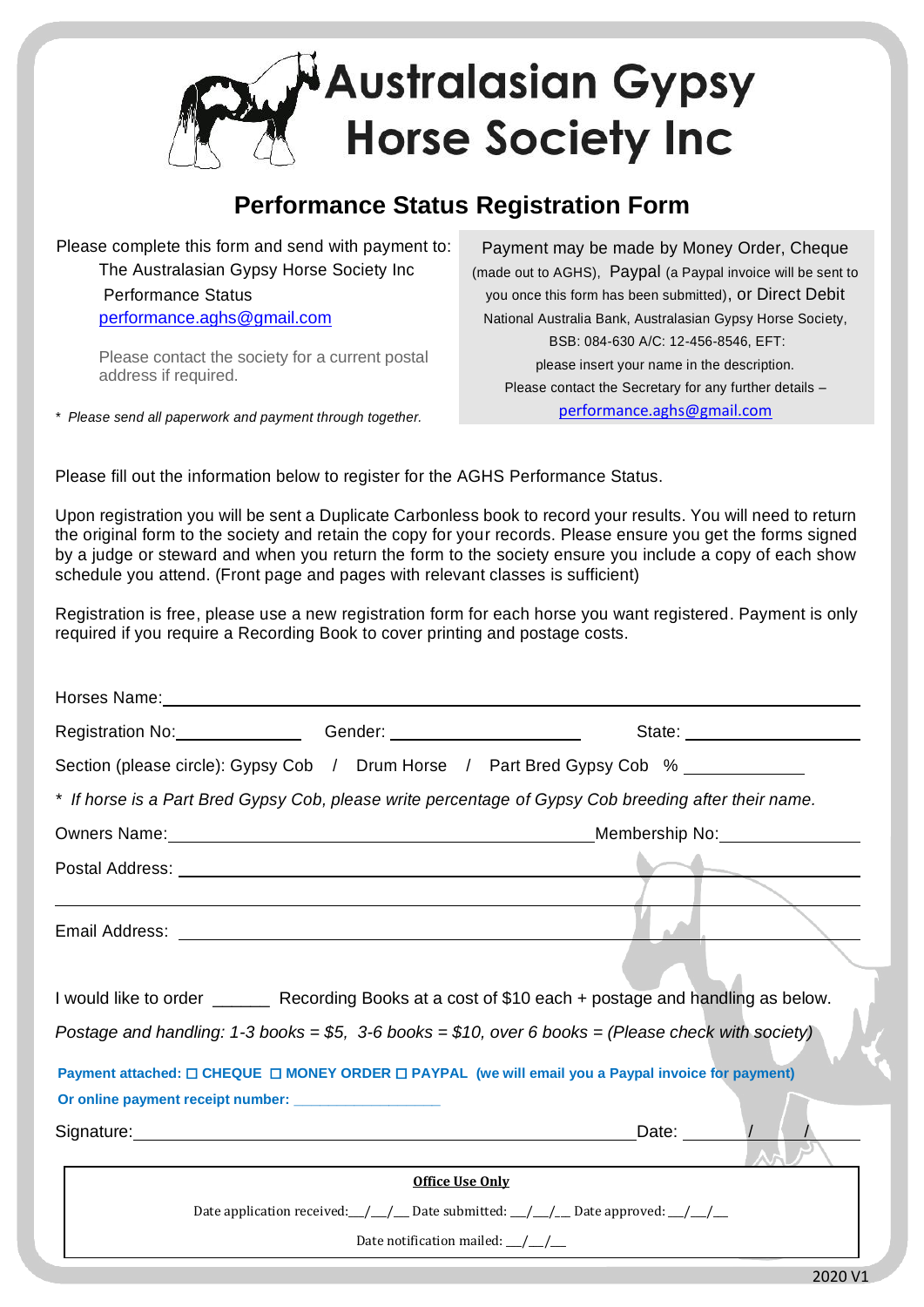# Australasian Gypsy Horse Society Inc

## Performance Status Registration Form

Please complete this form and send with payment to:
The Australasian Gypsy Horse Society Inc
Performance Status
performance.aghs@gmail.com

Please contact the society for a current postal address if required.

*\* Please send all paperwork and payment through together.*

Payment may be made by Money Order, Cheque (made out to AGHS), Paypal (a Paypal invoice will be sent to you once this form has been submitted), or Direct Debit National Australia Bank, Australasian Gypsy Horse Society, BSB: 084-630 A/C: 12-456-8546, EFT: please insert your name in the description. Please contact the Secretary for any further details – performance.aghs@gmail.com

Please fill out the information below to register for the AGHS Performance Status.

Upon registration you will be sent a Duplicate Carbonless book to record your results. You will need to return the original form to the society and retain the copy for your records. Please ensure you get the forms signed by a judge or steward and when you return the form to the society ensure you include a copy of each show schedule you attend. (Front page and pages with relevant classes is sufficient)

Registration is free, please use a new registration form for each horse you want registered. Payment is only required if you require a Recording Book to cover printing and postage costs.

Horses Name: ______________________________

Registration No: ____________ Gender: ____________ State: ____________

Section (please circle): Gypsy Cob / Drum Horse / Part Bred Gypsy Cob % ____________

*\* If horse is a Part Bred Gypsy Cob, please write percentage of Gypsy Cob breeding after their name.*

Owners Name: ______________________________ Membership No: ____________

Postal Address: ______________________________

______________________________

Email Address: ______________________________

I would like to order ______ Recording Books at a cost of $10 each + postage and handling as below.

*Postage and handling: 1-3 books = $5, 3-6 books = $10, over 6 books = (Please check with society)*

**Payment attached: ☐ CHEQUE ☐ MONEY ORDER ☐ PAYPAL (we will email you a Paypal invoice for payment)**

**Or online payment receipt number: ____________**

Signature: ______________________________ Date: ____/____/____

**Office Use Only**

Date application received: __/__/__ Date submitted: __/__/__ Date approved: __/__/__

Date notification mailed: __/__/__

2020 V1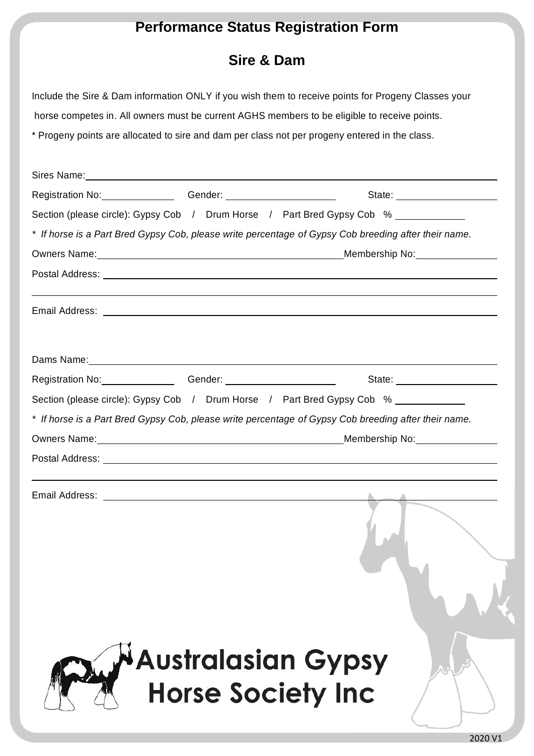# Performance Status Registration Form

## Sire & Dam

Include the Sire & Dam information ONLY if you wish them to receive points for Progeny Classes your horse competes in. All owners must be current AGHS members to be eligible to receive points.

* Progeny points are allocated to sire and dam per class not per progeny entered in the class.

Sires Name: ____________________________________________

Registration No: ____________ Gender: ________________ State: ________________

Section (please circle): Gypsy Cob / Drum Horse / Part Bred Gypsy Cob % __________

*\* If horse is a Part Bred Gypsy Cob, please write percentage of Gypsy Cob breeding after their name.*

Owners Name: ______________________________ Membership No: ______________

Postal Address: ____________________________________________

____________________________________________

Email Address: ____________________________________________

Dams Name: ____________________________________________

Registration No: ____________ Gender: ________________ State: ________________

Section (please circle): Gypsy Cob / Drum Horse / Part Bred Gypsy Cob % __________

*\* If horse is a Part Bred Gypsy Cob, please write percentage of Gypsy Cob breeding after their name.*

Owners Name: ______________________________ Membership No: ______________

Postal Address: ____________________________________________

____________________________________________

Email Address: ____________________________________________

**Australasian Gypsy Horse Society Inc**

2020 V1